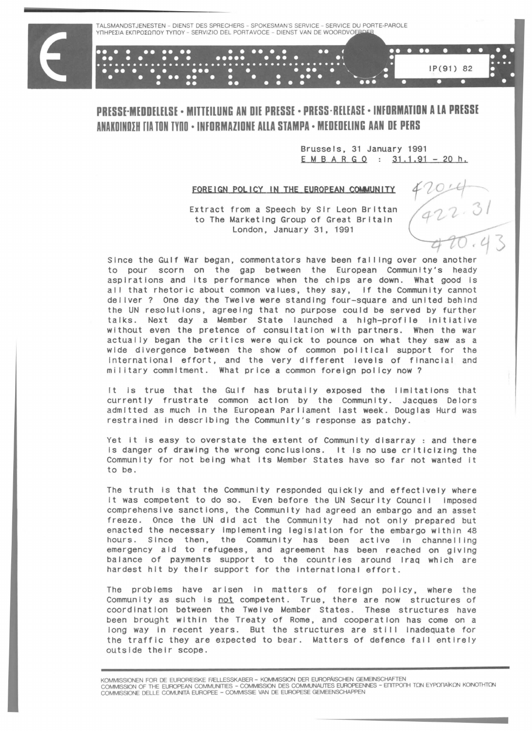TALSMANDSTJENESTEN - DIENST DES SPRECHERS - SPOKESMAN'S SERVICE - SERVICE DU PORTE-PAROLE
ΥΠΗΡΕΣΙΑ ΕΚΠΡΟΣΩΠΟΥ ΤΥΠΟΥ - SERVIZIO DEL PORTAVOCE - DIENST VAN DE WOORDVOERDER

IP(91) 82

**PRESSE-MEDDELELSE • MITTEILUNG AN DIE PRESSE • PRESS-RELEASE • INFORMATION A LA PRESSE
ΑΝΑΚΟΙΝΩΣΗ ΓΙΑ ΤΟΝ ΤΥΠΟ • INFORMAZIONE ALLA STAMPA • MEDEDELING AAN DE PERS**

Brussels, 31 January 1991
E M B A R G O : 31.1.91 - 20 h.

## FOREIGN POLICY IN THE EUROPEAN COMMUNITY

Extract from a Speech by Sir Leon Brittan
to The Marketing Group of Great Britain
London, January 31, 1991

Since the Gulf War began, commentators have been falling over one another to pour scorn on the gap between the European Community's heady aspirations and its performance when the chips are down. What good is all that rhetoric about common values, they say, if the Community cannot deliver ? One day the Twelve were standing four-square and united behind the UN resolutions, agreeing that no purpose could be served by further talks. Next day a Member State launched a high-profile initiative without even the pretence of consultation with partners. When the war actually began the critics were quick to pounce on what they saw as a wide divergence between the show of common political support for the international effort, and the very different levels of financial and military commitment. What price a common foreign policy now ?

It is true that the Gulf has brutally exposed the limitations that currently frustrate common action by the Community. Jacques Delors admitted as much in the European Parliament last week. Douglas Hurd was restrained in describing the Community's response as patchy.

Yet it is easy to overstate the extent of Community disarray : and there is danger of drawing the wrong conclusions. It is no use criticizing the Community for not being what its Member States have so far not wanted it to be.

The truth is that the Community responded quickly and effectively where it was competent to do so. Even before the UN Security Council imposed comprehensive sanctions, the Community had agreed an embargo and an asset freeze. Once the UN did act the Community had not only prepared but enacted the necessary implementing legislation for the embargo within 48 hours. Since then, the Community has been active in channelling emergency aid to refugees, and agreement has been reached on giving balance of payments support to the countries around Iraq which are hardest hit by their support for the international effort.

The problems have arisen in matters of foreign policy, where the Community as such is not competent. True, there are now structures of coordination between the Twelve Member States. These structures have been brought within the Treaty of Rome, and cooperation has come on a long way in recent years. But the structures are still inadequate for the traffic they are expected to bear. Matters of defence fall entirely outside their scope.

KOMMISSIONEN FOR DE EUROPÆISKE FÆLLESSKABER - KOMMISSION DER EUROPÄISCHEN GEMEINSCHAFTEN
COMMISSION OF THE EUROPEAN COMMUNITIES - COMMISSION DES COMMUNAUTES EUROPEENNES - ΕΠΙΤΡΟΠΗ ΤΩΝ ΕΥΡΩΠΑΪΚΩΝ ΚΟΙΝΟΤΗΤΩΝ
COMMISSIONE DELLE COMUNITÀ EUROPEE - COMMISSIE VAN DE EUROPESE GEMEENSCHAPPEN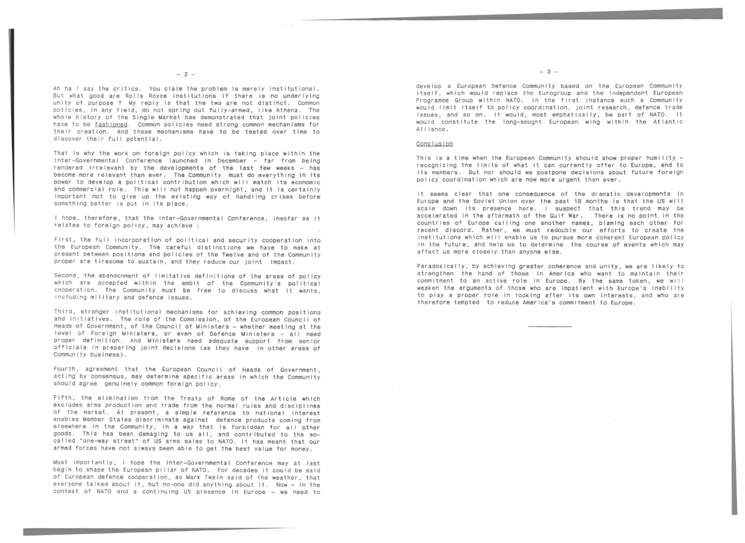Ah ha ! say the critics. You claim the problem is merely institutional. But what good are Rolls Royce institutions if there is no underlying unity of purpose ? My reply is that the two are not distinct. Common policies, in any field, do not spring out fully-armed, like Athena. The whole history of the Single Market has demonstrated that joint policies have to be fashioned. Common policies need strong common mechanisms for their creation. And these mechanisms have to be tested over time to discover their full potential.

That is why the work on foreign policy which is taking place within the Inter-Governmental Conference launched in December – far from being rendered irrelevant by the developments of the last few weeks – has become more relevant than ever. The Community must do everything in its power to develop a political contribution which will match its economic and commercial role. This will not happen overnight, and it is certainly important not to give up the existing way of handling crises before something better is put in its place.

I hope, therefore, that the Inter-Governmental Conference, insofar as it relates to foreign policy, may achieve :

First, the full incorporation of political and security cooperation into the European Community. The careful distinctions we have to make at present between positions and policies of the Twelve and of the Community proper are tiresome to sustain, and they reduce our joint impact.

Second, the abandonment of limitative definitions of the areas of policy which are accepted within the ambit of the Community's political cooperation. The Community must be free to discuss what it wants, including military and defence issues.

Third, stronger institutional mechanisms for achieving common positions and initiatives. The role of the Commission, of the European Council of Heads of Government, of the Council of Ministers – whether meeting at the level of Foreign Ministers, or even of Defence Ministers – all need proper definition. And Ministers need adequate support from senior officials in preparing joint decisions (as they have in other areas of Community business).

Fourth, agreement that the European Council of Heads of Government, acting by consensus, may determine specific areas in which the Community should agree genuinely common foreign policy.

Fifth, the elimination from the Treaty of Rome of the Article which excludes arms production and trade from the normal rules and disciplines of the market. At present, a simple reference to national interest enables Member States discriminate against defence products coming from elsewhere in the Community, in a way that is forbidden for all other goods. This has been damaging to us all, and contributed to the so-called "one-way street" of US arms sales to NATO. It has meant that our armed forces have not always been able to get the best value for money.

Most importantly, I hope the Inter-Governmental Conference may at last begin to shape the European pillar of NATO. For decades it could be said of European defence cooperation, as Mark Twain said of the weather, that everyone talked about it, but no-one did anything about it. Now – in the context of NATO and a continuing US presence in Europe – we need to develop a European Defence Community based on the European Community itself, which would replace the Eurogroup and the Independent European Programme Group within NATO. In the first instance such a Community would limit itself to policy coordination, joint research, defence trade issues, and so on. It would, most emphatically, be part of NATO. It would constitute the long-sought European wing within the Atlantic Alliance.

## Conclusion

This is a time when the European Community should show proper humility – recognizing the limits of what it can currently offer to Europe, and to its members. But nor should we postpone decisions about future foreign policy coordination which are now more urgent than ever.

It seems clear that one consequence of the dramatic developments in Europe and the Soviet Union over the past 18 months is that the US will scale down its presence here. I suspect that this trend may be accelerated in the aftermath of the Gulf War. There is no point in the countries of Europe calling one another names, blaming each other for recent discord. Rather, we must redouble our efforts to create the institutions which will enable us to pursue more coherent European policy in the future, and help us to determine the course of events which may affect us more closely than anyone else.

Paradoxically, by achieving greater coherence and unity, we are likely to strengthen the hand of those in America who want to maintain their commitment to an active role in Europe. By the same token, we will weaken the arguments of those who are impatient with Europe's inability to play a proper role in looking after its own interests, and who are therefore tempted to reduce America's commitment to Europe.

---